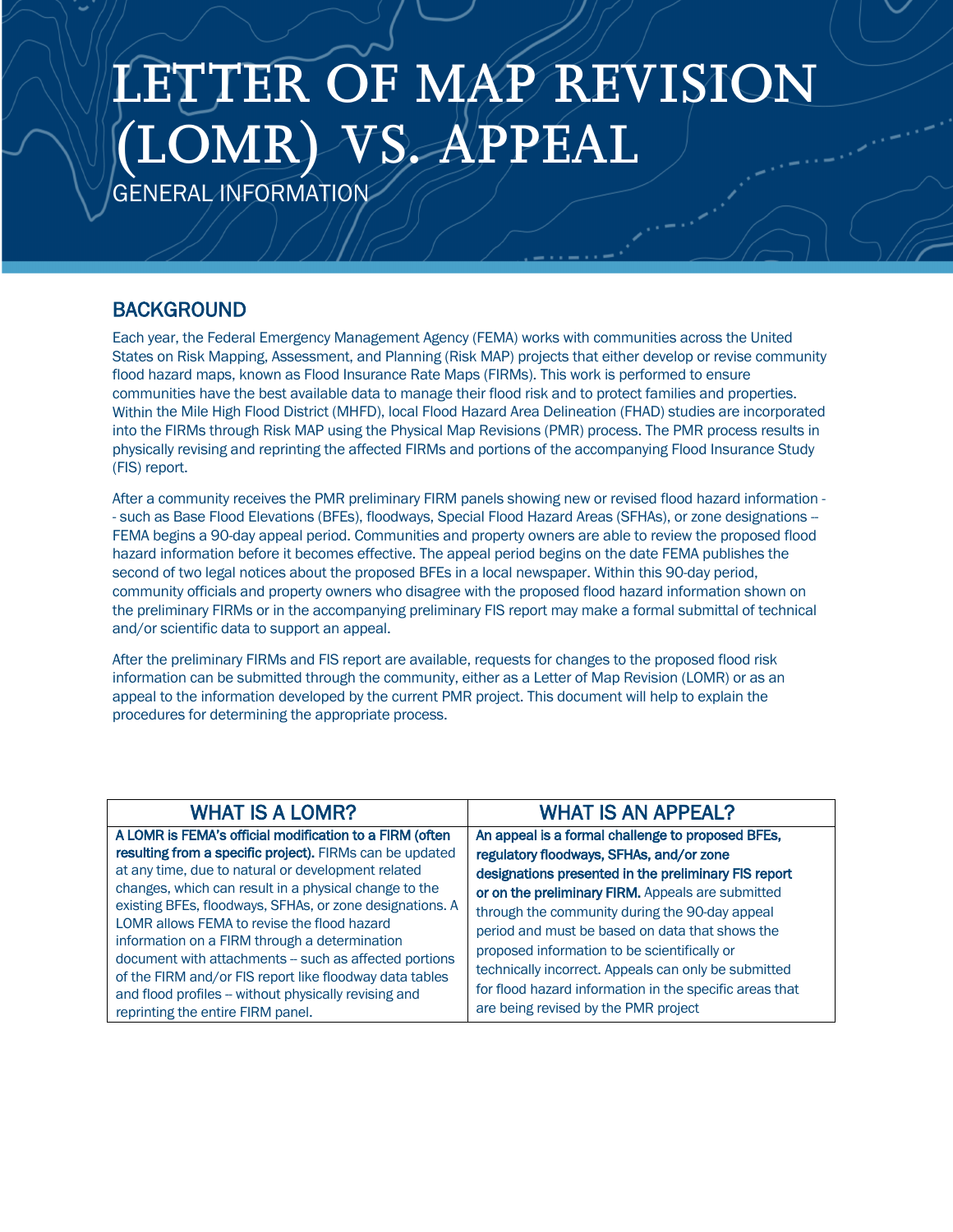# LETTER OF MAP REVISION (LOMR) VS. APPEAL

GENERAL INFORMATION

## BACKGROUND

Each year, the Federal Emergency Management Agency (FEMA) works with communities across the United States on Risk Mapping, Assessment, and Planning (Risk MAP) projects that either develop or revise community flood hazard maps, known as Flood Insurance Rate Maps (FIRMs). This work is performed to ensure communities have the best available data to manage their flood risk and to protect families and properties. Within the Mile High Flood District (MHFD), local Flood Hazard Area Delineation (FHAD) studies are incorporated into the FIRMs through Risk MAP using the Physical Map Revisions (PMR) process. The PMR process results in physically revising and reprinting the affected FIRMs and portions of the accompanying Flood Insurance Study (FIS) report.

After a community receives the PMR preliminary FIRM panels showing new or revised flood hazard information -- such as Base Flood Elevations (BFEs), floodways, Special Flood Hazard Areas (SFHAs), or zone designations -- FEMA begins a 90-day appeal period. Communities and property owners are able to review the proposed flood hazard information before it becomes effective. The appeal period begins on the date FEMA publishes the second of two legal notices about the proposed BFEs in a local newspaper. Within this 90-day period, community officials and property owners who disagree with the proposed flood hazard information shown on the preliminary FIRMs or in the accompanying preliminary FIS report may make a formal submittal of technical and/or scientific data to support an appeal.

After the preliminary FIRMs and FIS report are available, requests for changes to the proposed flood risk information can be submitted through the community, either as a Letter of Map Revision (LOMR) or as an appeal to the information developed by the current PMR project. This document will help to explain the procedures for determining the appropriate process.

| WHAT IS A LOMR? | WHAT IS AN APPEAL? |
|---|---|
| **A LOMR is FEMA's official modification to a FIRM (often resulting from a specific project).** FIRMs can be updated at any time, due to natural or development related changes, which can result in a physical change to the existing BFEs, floodways, SFHAs, or zone designations. A LOMR allows FEMA to revise the flood hazard information on a FIRM through a determination document with attachments -- such as affected portions of the FIRM and/or FIS report like floodway data tables and flood profiles -- without physically revising and reprinting the entire FIRM panel. | **An appeal is a formal challenge to proposed BFEs, regulatory floodways, SFHAs, and/or zone designations presented in the preliminary FIS report or on the preliminary FIRM.** Appeals are submitted through the community during the 90-day appeal period and must be based on data that shows the proposed information to be scientifically or technically incorrect. Appeals can only be submitted for flood hazard information in the specific areas that are being revised by the PMR project |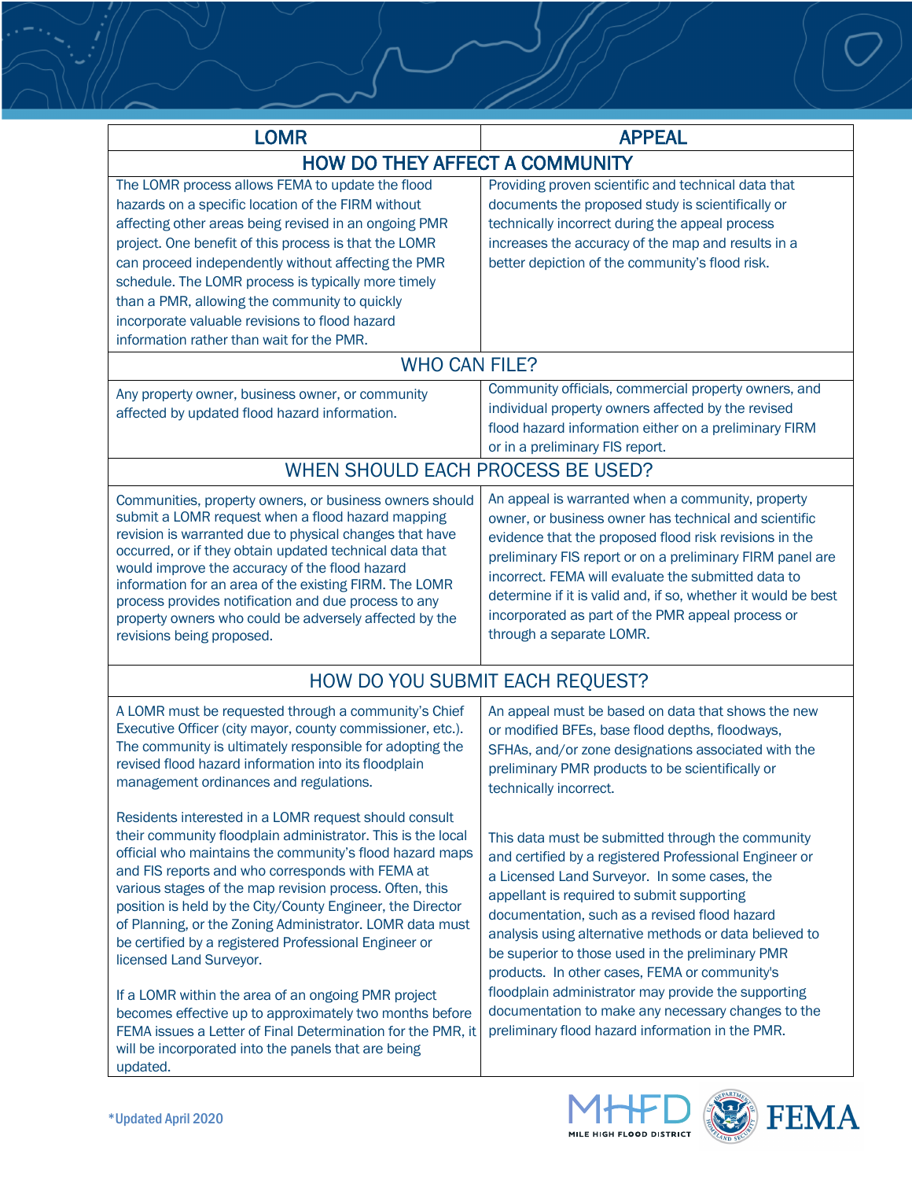| LOMR | APPEAL |
|---|---|
| **HOW DO THEY AFFECT A COMMUNITY** | |
| The LOMR process allows FEMA to update the flood hazards on a specific location of the FIRM without affecting other areas being revised in an ongoing PMR project. One benefit of this process is that the LOMR can proceed independently without affecting the PMR schedule. The LOMR process is typically more timely than a PMR, allowing the community to quickly incorporate valuable revisions to flood hazard information rather than wait for the PMR. | Providing proven scientific and technical data that documents the proposed study is scientifically or technically incorrect during the appeal process increases the accuracy of the map and results in a better depiction of the community's flood risk. |
| **WHO CAN FILE?** | |
| Any property owner, business owner, or community affected by updated flood hazard information. | Community officials, commercial property owners, and individual property owners affected by the revised flood hazard information either on a preliminary FIRM or in a preliminary FIS report. |
| **WHEN SHOULD EACH PROCESS BE USED?** | |
| Communities, property owners, or business owners should submit a LOMR request when a flood hazard mapping revision is warranted due to physical changes that have occurred, or if they obtain updated technical data that would improve the accuracy of the flood hazard information for an area of the existing FIRM. The LOMR process provides notification and due process to any property owners who could be adversely affected by the revisions being proposed. | An appeal is warranted when a community, property owner, or business owner has technical and scientific evidence that the proposed flood risk revisions in the preliminary FIS report or on a preliminary FIRM panel are incorrect. FEMA will evaluate the submitted data to determine if it is valid and, if so, whether it would be best incorporated as part of the PMR appeal process or through a separate LOMR. |
| **HOW DO YOU SUBMIT EACH REQUEST?** | |
| A LOMR must be requested through a community's Chief Executive Officer (city mayor, county commissioner, etc.). The community is ultimately responsible for adopting the revised flood hazard information into its floodplain management ordinances and regulations.<br><br>Residents interested in a LOMR request should consult their community floodplain administrator. This is the local official who maintains the community's flood hazard maps and FIS reports and who corresponds with FEMA at various stages of the map revision process. Often, this position is held by the City/County Engineer, the Director of Planning, or the Zoning Administrator. LOMR data must be certified by a registered Professional Engineer or licensed Land Surveyor.<br><br>If a LOMR within the area of an ongoing PMR project becomes effective up to approximately two months before FEMA issues a Letter of Final Determination for the PMR, it will be incorporated into the panels that are being updated. | An appeal must be based on data that shows the new or modified BFEs, base flood depths, floodways, SFHAs, and/or zone designations associated with the preliminary PMR products to be scientifically or technically incorrect.<br><br>This data must be submitted through the community and certified by a registered Professional Engineer or a Licensed Land Surveyor. In some cases, the appellant is required to submit supporting documentation, such as a revised flood hazard analysis using alternative methods or data believed to be superior to those used in the preliminary PMR products. In other cases, FEMA or community's floodplain administrator may provide the supporting documentation to make any necessary changes to the preliminary flood hazard information in the PMR. |

*Updated April 2020

MHFD MILE HIGH FLOOD DISTRICT | FEMA